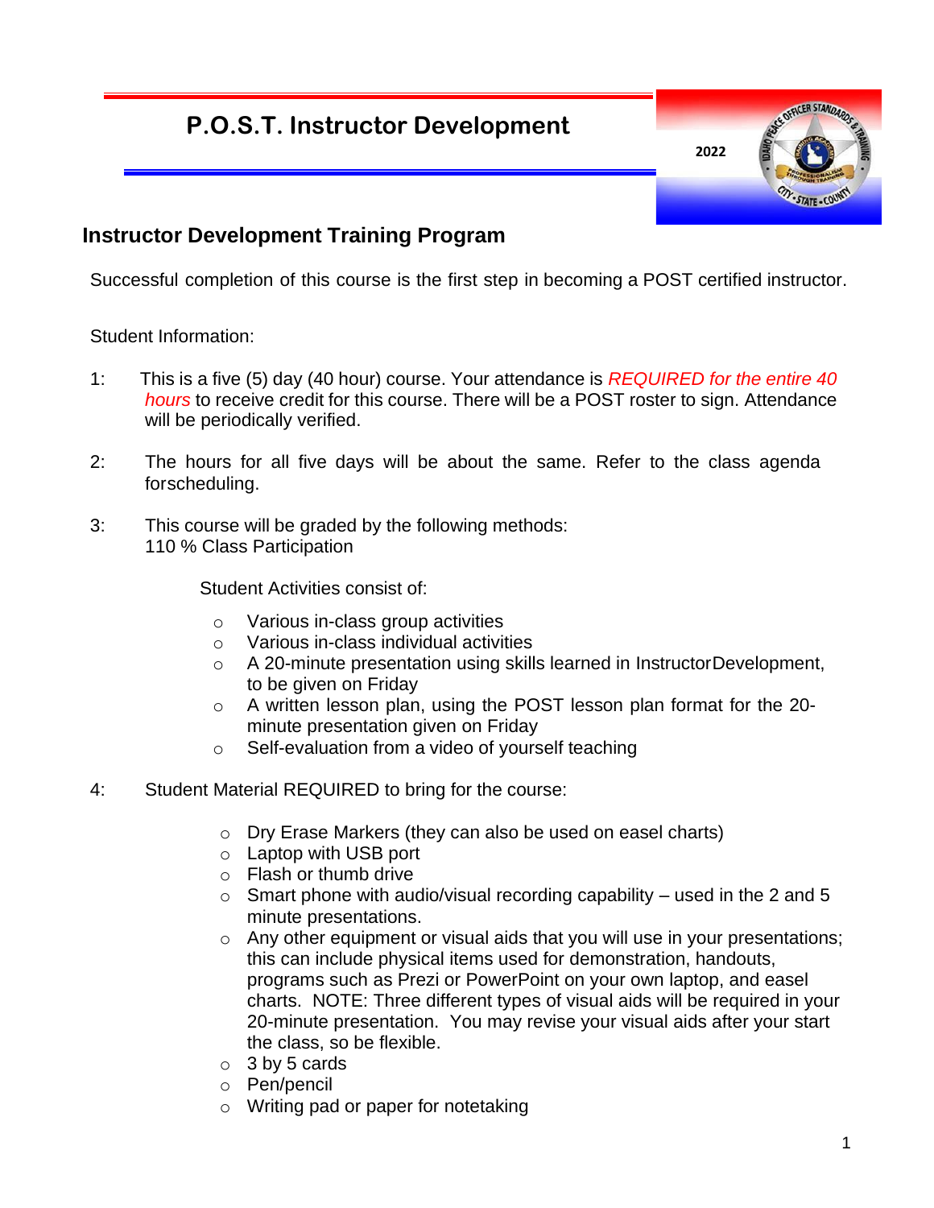# P.O.S.T. Instructor Development

2022

## Instructor Development Training Program

Successful completion of this course is the first step in becoming a POST certified instructor.

Student Information:

1: This is a five (5) day (40 hour) course. Your attendance is *REQUIRED for the entire 40 hours* to receive credit for this course. There will be a POST roster to sign. Attendance will be periodically verified.

2: The hours for all five days will be about the same. Refer to the class agenda forscheduling.

3: This course will be graded by the following methods:
110 % Class Participation

Student Activities consist of:

- Various in-class group activities
- Various in-class individual activities
- A 20-minute presentation using skills learned in InstructorDevelopment, to be given on Friday
- A written lesson plan, using the POST lesson plan format for the 20-minute presentation given on Friday
- Self-evaluation from a video of yourself teaching

4: Student Material REQUIRED to bring for the course:

- Dry Erase Markers (they can also be used on easel charts)
- Laptop with USB port
- Flash or thumb drive
- Smart phone with audio/visual recording capability – used in the 2 and 5 minute presentations.
- Any other equipment or visual aids that you will use in your presentations; this can include physical items used for demonstration, handouts, programs such as Prezi or PowerPoint on your own laptop, and easel charts. NOTE: Three different types of visual aids will be required in your 20-minute presentation. You may revise your visual aids after your start the class, so be flexible.
- 3 by 5 cards
- Pen/pencil
- Writing pad or paper for notetaking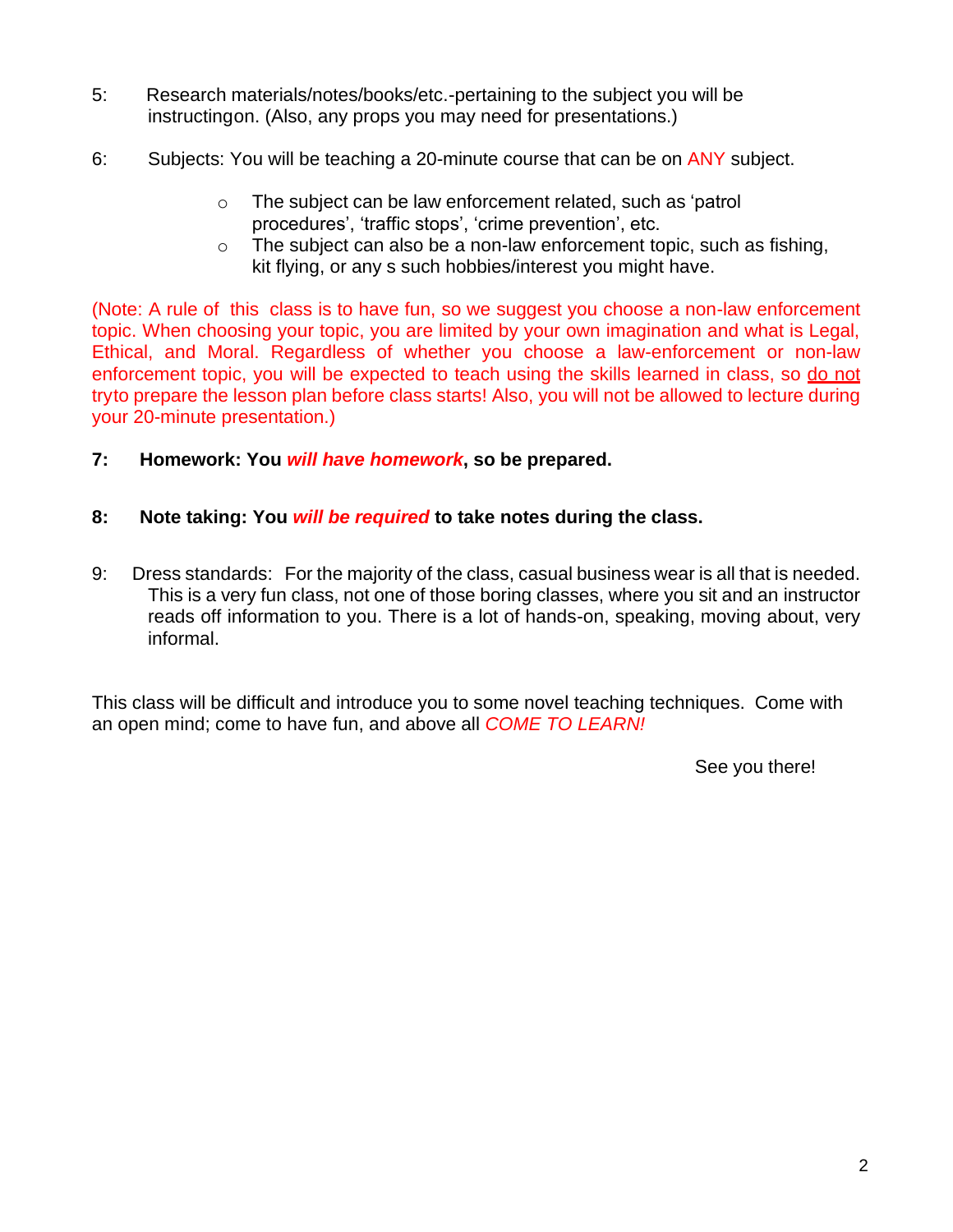5: Research materials/notes/books/etc.-pertaining to the subject you will be instructingon. (Also, any props you may need for presentations.)

6: Subjects: You will be teaching a 20-minute course that can be on ANY subject.

- The subject can be law enforcement related, such as 'patrol procedures', 'traffic stops', 'crime prevention', etc.
- The subject can also be a non-law enforcement topic, such as fishing, kit flying, or any s such hobbies/interest you might have.

(Note: A rule of this class is to have fun, so we suggest you choose a non-law enforcement topic. When choosing your topic, you are limited by your own imagination and what is Legal, Ethical, and Moral. Regardless of whether you choose a law-enforcement or non-law enforcement topic, you will be expected to teach using the skills learned in class, so <u>do not</u> tryto prepare the lesson plan before class starts! Also, you will not be allowed to lecture during your 20-minute presentation.)

**7: Homework: You *will have homework*, so be prepared.**

**8: Note taking: You *will be required* to take notes during the class.**

9: Dress standards: For the majority of the class, casual business wear is all that is needed. This is a very fun class, not one of those boring classes, where you sit and an instructor reads off information to you. There is a lot of hands-on, speaking, moving about, very informal.

This class will be difficult and introduce you to some novel teaching techniques. Come with an open mind; come to have fun, and above all *COME TO LEARN!*

See you there!